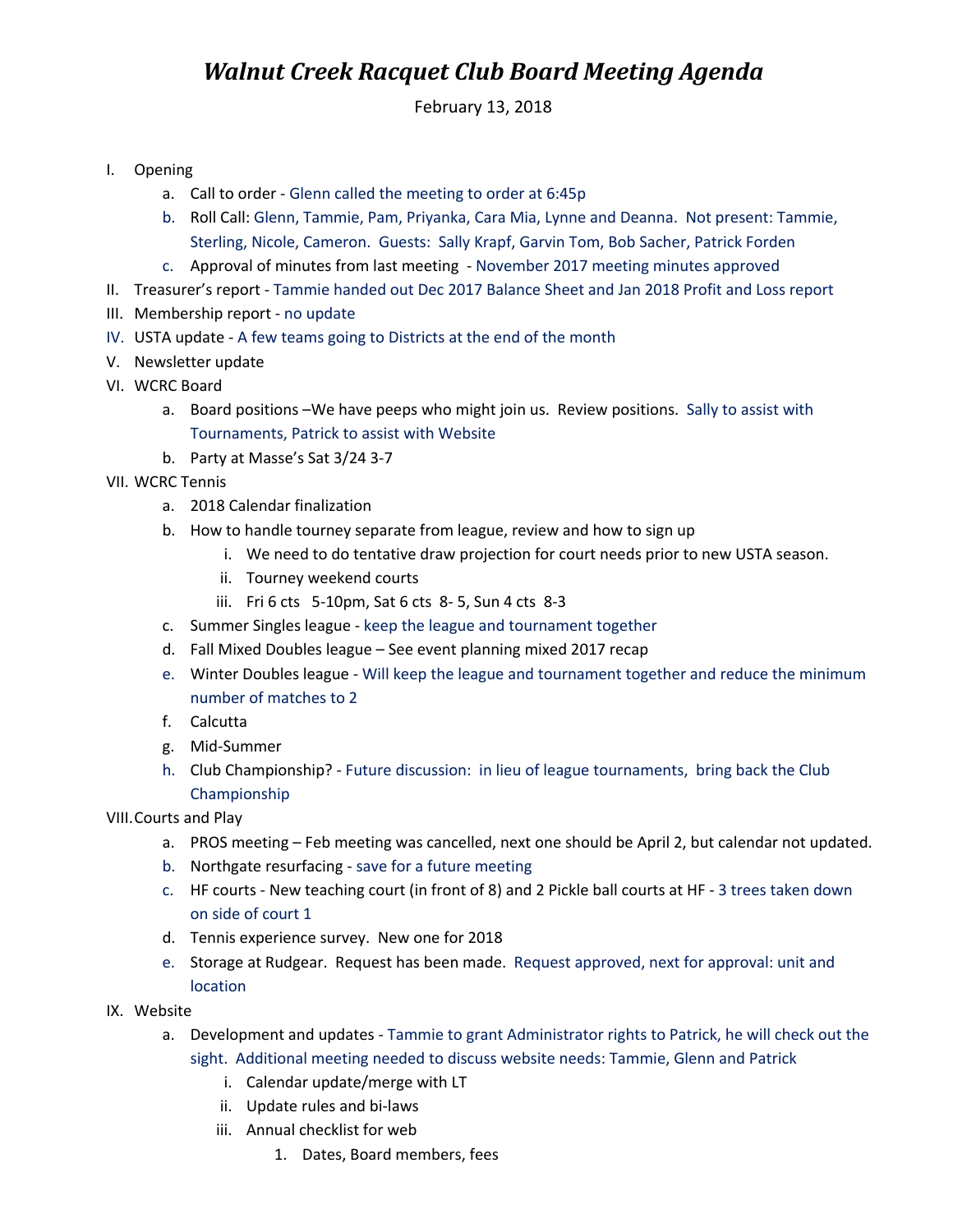// Walnut Creek Racquet Club Board Meeting Agenda

# *Walnut Creek Racquet Club Board Meeting Agenda*

February 13, 2018

I. Opening
   a. Call to order - Glenn called the meeting to order at 6:45p
   b. Roll Call: Glenn, Tammie, Pam, Priyanka, Cara Mia, Lynne and Deanna. Not present: Tammie, Sterling, Nicole, Cameron. Guests: Sally Krapf, Garvin Tom, Bob Sacher, Patrick Forden
   c. Approval of minutes from last meeting - November 2017 meeting minutes approved

II. Treasurer's report - Tammie handed out Dec 2017 Balance Sheet and Jan 2018 Profit and Loss report

III. Membership report - no update

IV. USTA update - A few teams going to Districts at the end of the month

V. Newsletter update

VI. WCRC Board
   a. Board positions –We have peeps who might join us. Review positions. Sally to assist with Tournaments, Patrick to assist with Website
   b. Party at Masse's Sat 3/24 3-7

VII. WCRC Tennis
   a. 2018 Calendar finalization
   b. How to handle tourney separate from league, review and how to sign up
      i. We need to do tentative draw projection for court needs prior to new USTA season.
      ii. Tourney weekend courts
      iii. Fri 6 cts 5-10pm, Sat 6 cts 8- 5, Sun 4 cts 8-3
   c. Summer Singles league - keep the league and tournament together
   d. Fall Mixed Doubles league – See event planning mixed 2017 recap
   e. Winter Doubles league - Will keep the league and tournament together and reduce the minimum number of matches to 2
   f. Calcutta
   g. Mid-Summer
   h. Club Championship? - Future discussion: in lieu of league tournaments, bring back the Club Championship

VIII. Courts and Play
   a. PROS meeting – Feb meeting was cancelled, next one should be April 2, but calendar not updated.
   b. Northgate resurfacing - save for a future meeting
   c. HF courts - New teaching court (in front of 8) and 2 Pickle ball courts at HF - 3 trees taken down on side of court 1
   d. Tennis experience survey. New one for 2018
   e. Storage at Rudgear. Request has been made. Request approved, next for approval: unit and location

IX. Website
   a. Development and updates - Tammie to grant Administrator rights to Patrick, he will check out the sight. Additional meeting needed to discuss website needs: Tammie, Glenn and Patrick
      i. Calendar update/merge with LT
      ii. Update rules and bi-laws
      iii. Annual checklist for web
         1. Dates, Board members, fees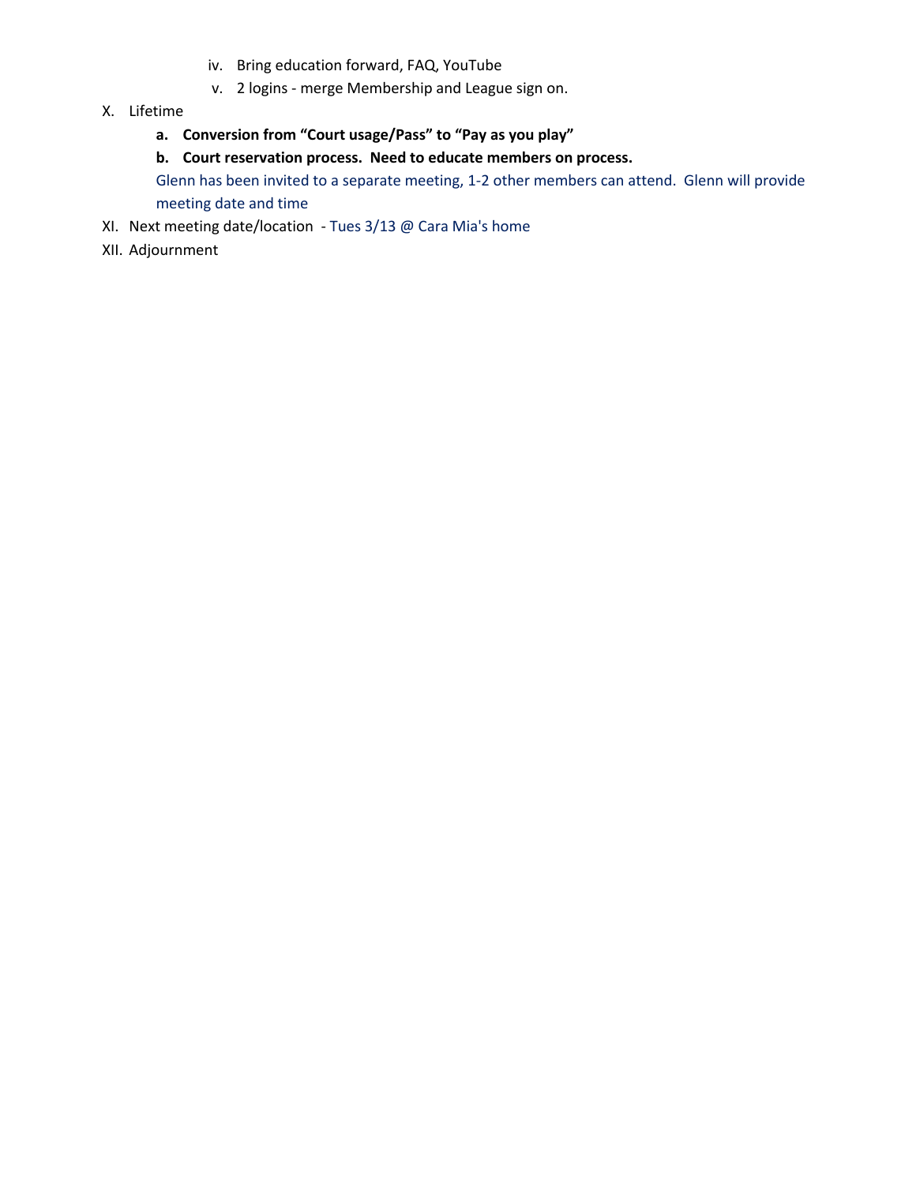iv. Bring education forward, FAQ, YouTube

v. 2 logins - merge Membership and League sign on.

X. Lifetime

- **a. Conversion from “Court usage/Pass” to “Pay as you play”**
- **b. Court reservation process. Need to educate members on process.**

  Glenn has been invited to a separate meeting, 1-2 other members can attend. Glenn will provide meeting date and time

XI. Next meeting date/location - Tues 3/13 @ Cara Mia's home

XII. Adjournment